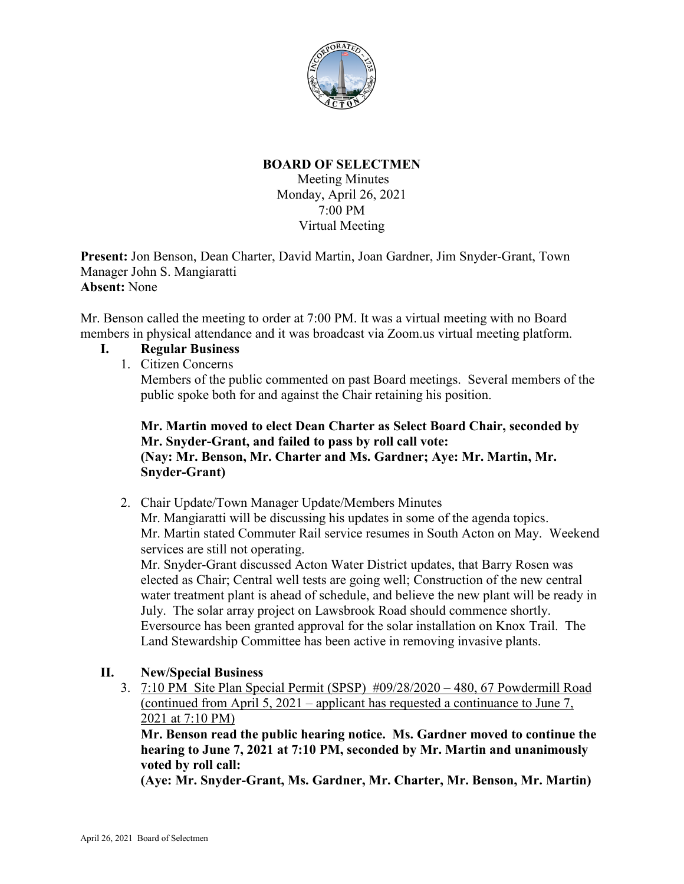# BOARD OF SELECTMEN

Meeting Minutes
Monday, April 26, 2021
7:00 PM
Virtual Meeting

**Present:** Jon Benson, Dean Charter, David Martin, Joan Gardner, Jim Snyder-Grant, Town Manager John S. Mangiaratti
**Absent:** None

Mr. Benson called the meeting to order at 7:00 PM. It was a virtual meeting with no Board members in physical attendance and it was broadcast via Zoom.us virtual meeting platform.

## I. Regular Business

1. Citizen Concerns
   Members of the public commented on past Board meetings. Several members of the public spoke both for and against the Chair retaining his position.

   **Mr. Martin moved to elect Dean Charter as Select Board Chair, seconded by Mr. Snyder-Grant, and failed to pass by roll call vote: (Nay: Mr. Benson, Mr. Charter and Ms. Gardner; Aye: Mr. Martin, Mr. Snyder-Grant)**

2. Chair Update/Town Manager Update/Members Minutes
   Mr. Mangiaratti will be discussing his updates in some of the agenda topics.
   Mr. Martin stated Commuter Rail service resumes in South Acton on May. Weekend services are still not operating.
   Mr. Snyder-Grant discussed Acton Water District updates, that Barry Rosen was elected as Chair; Central well tests are going well; Construction of the new central water treatment plant is ahead of schedule, and believe the new plant will be ready in July. The solar array project on Lawsbrook Road should commence shortly. Eversource has been granted approval for the solar installation on Knox Trail. The Land Stewardship Committee has been active in removing invasive plants.

## II. New/Special Business

3. <u>7:10 PM Site Plan Special Permit (SPSP) #09/28/2020 – 480, 67 Powdermill Road (continued from April 5, 2021 – applicant has requested a continuance to June 7, 2021 at 7:10 PM)</u>
   **Mr. Benson read the public hearing notice. Ms. Gardner moved to continue the hearing to June 7, 2021 at 7:10 PM, seconded by Mr. Martin and unanimously voted by roll call:**
   **(Aye: Mr. Snyder-Grant, Ms. Gardner, Mr. Charter, Mr. Benson, Mr. Martin)**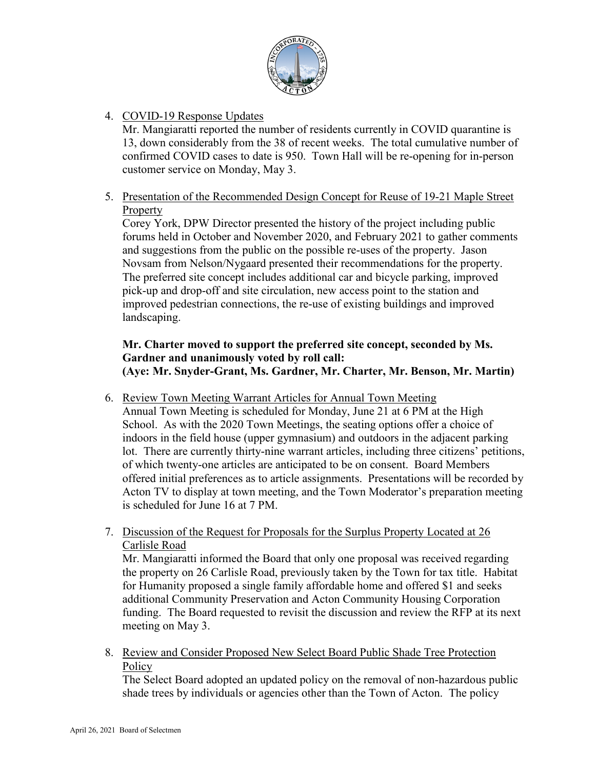4. COVID-19 Response Updates

   Mr. Mangiaratti reported the number of residents currently in COVID quarantine is 13, down considerably from the 38 of recent weeks. The total cumulative number of confirmed COVID cases to date is 950. Town Hall will be re-opening for in-person customer service on Monday, May 3.

5. Presentation of the Recommended Design Concept for Reuse of 19-21 Maple Street Property

   Corey York, DPW Director presented the history of the project including public forums held in October and November 2020, and February 2021 to gather comments and suggestions from the public on the possible re-uses of the property. Jason Novsam from Nelson/Nygaard presented their recommendations for the property. The preferred site concept includes additional car and bicycle parking, improved pick-up and drop-off and site circulation, new access point to the station and improved pedestrian connections, the re-use of existing buildings and improved landscaping.

   **Mr. Charter moved to support the preferred site concept, seconded by Ms. Gardner and unanimously voted by roll call:**
   **(Aye: Mr. Snyder-Grant, Ms. Gardner, Mr. Charter, Mr. Benson, Mr. Martin)**

6. Review Town Meeting Warrant Articles for Annual Town Meeting

   Annual Town Meeting is scheduled for Monday, June 21 at 6 PM at the High School. As with the 2020 Town Meetings, the seating options offer a choice of indoors in the field house (upper gymnasium) and outdoors in the adjacent parking lot. There are currently thirty-nine warrant articles, including three citizens' petitions, of which twenty-one articles are anticipated to be on consent. Board Members offered initial preferences as to article assignments. Presentations will be recorded by Acton TV to display at town meeting, and the Town Moderator's preparation meeting is scheduled for June 16 at 7 PM.

7. Discussion of the Request for Proposals for the Surplus Property Located at 26 Carlisle Road

   Mr. Mangiaratti informed the Board that only one proposal was received regarding the property on 26 Carlisle Road, previously taken by the Town for tax title. Habitat for Humanity proposed a single family affordable home and offered $1 and seeks additional Community Preservation and Acton Community Housing Corporation funding. The Board requested to revisit the discussion and review the RFP at its next meeting on May 3.

8. Review and Consider Proposed New Select Board Public Shade Tree Protection Policy

   The Select Board adopted an updated policy on the removal of non-hazardous public shade trees by individuals or agencies other than the Town of Acton. The policy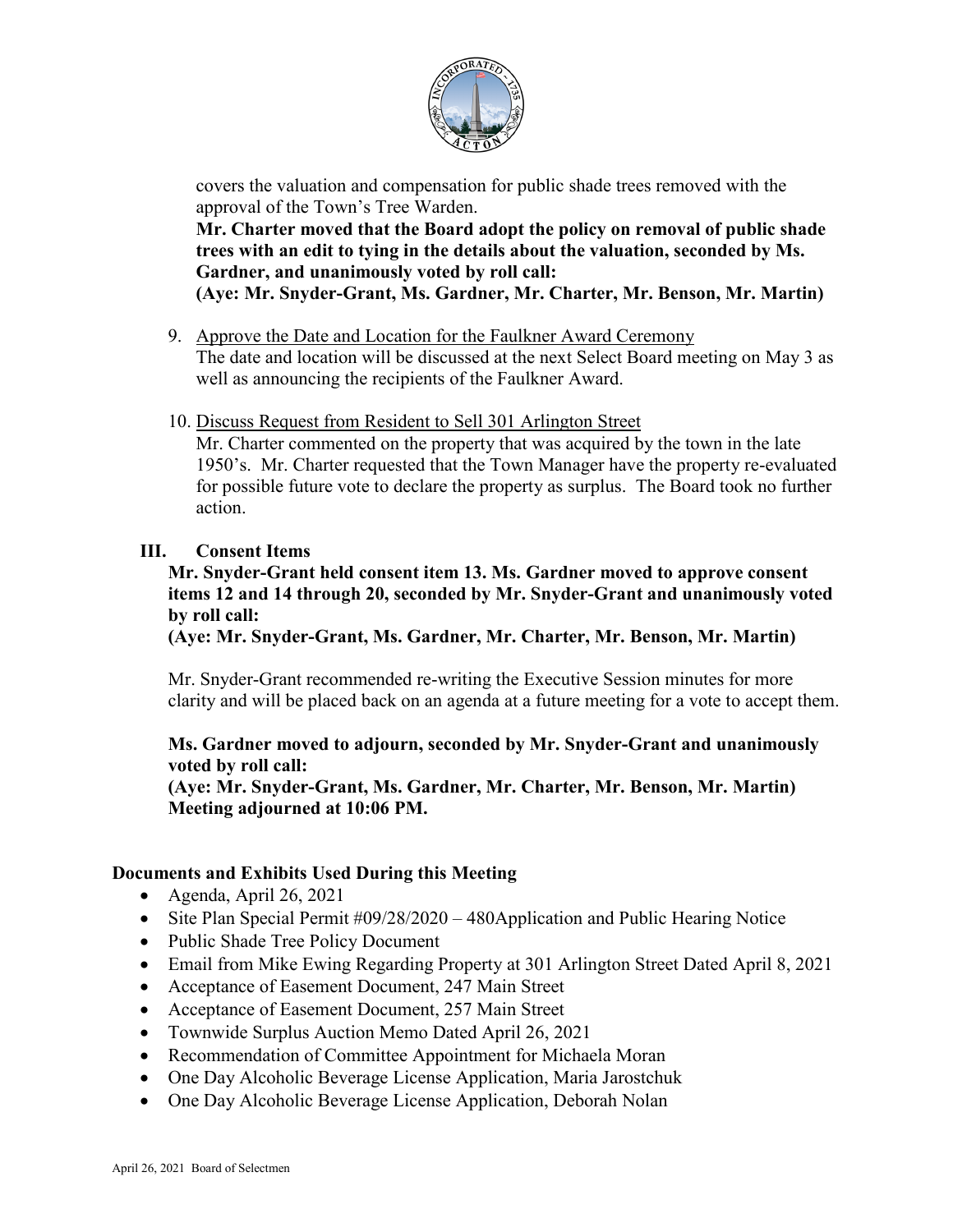covers the valuation and compensation for public shade trees removed with the approval of the Town's Tree Warden.

**Mr. Charter moved that the Board adopt the policy on removal of public shade trees with an edit to tying in the details about the valuation, seconded by Ms. Gardner, and unanimously voted by roll call:**
**(Aye: Mr. Snyder-Grant, Ms. Gardner, Mr. Charter, Mr. Benson, Mr. Martin)**

9. Approve the Date and Location for the Faulkner Award Ceremony
   The date and location will be discussed at the next Select Board meeting on May 3 as well as announcing the recipients of the Faulkner Award.

10. Discuss Request from Resident to Sell 301 Arlington Street
    Mr. Charter commented on the property that was acquired by the town in the late 1950's. Mr. Charter requested that the Town Manager have the property re-evaluated for possible future vote to declare the property as surplus. The Board took no further action.

## III. Consent Items

**Mr. Snyder-Grant held consent item 13. Ms. Gardner moved to approve consent items 12 and 14 through 20, seconded by Mr. Snyder-Grant and unanimously voted by roll call:**
**(Aye: Mr. Snyder-Grant, Ms. Gardner, Mr. Charter, Mr. Benson, Mr. Martin)**

Mr. Snyder-Grant recommended re-writing the Executive Session minutes for more clarity and will be placed back on an agenda at a future meeting for a vote to accept them.

**Ms. Gardner moved to adjourn, seconded by Mr. Snyder-Grant and unanimously voted by roll call:**
**(Aye: Mr. Snyder-Grant, Ms. Gardner, Mr. Charter, Mr. Benson, Mr. Martin)**
**Meeting adjourned at 10:06 PM.**

## Documents and Exhibits Used During this Meeting

- Agenda, April 26, 2021
- Site Plan Special Permit #09/28/2020 – 480Application and Public Hearing Notice
- Public Shade Tree Policy Document
- Email from Mike Ewing Regarding Property at 301 Arlington Street Dated April 8, 2021
- Acceptance of Easement Document, 247 Main Street
- Acceptance of Easement Document, 257 Main Street
- Townwide Surplus Auction Memo Dated April 26, 2021
- Recommendation of Committee Appointment for Michaela Moran
- One Day Alcoholic Beverage License Application, Maria Jarostchuk
- One Day Alcoholic Beverage License Application, Deborah Nolan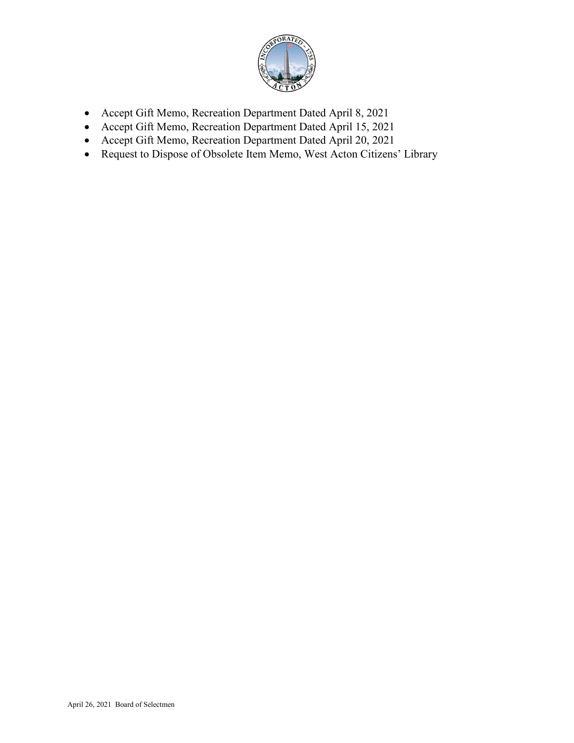- Accept Gift Memo, Recreation Department Dated April 8, 2021
- Accept Gift Memo, Recreation Department Dated April 15, 2021
- Accept Gift Memo, Recreation Department Dated April 20, 2021
- Request to Dispose of Obsolete Item Memo, West Acton Citizens' Library